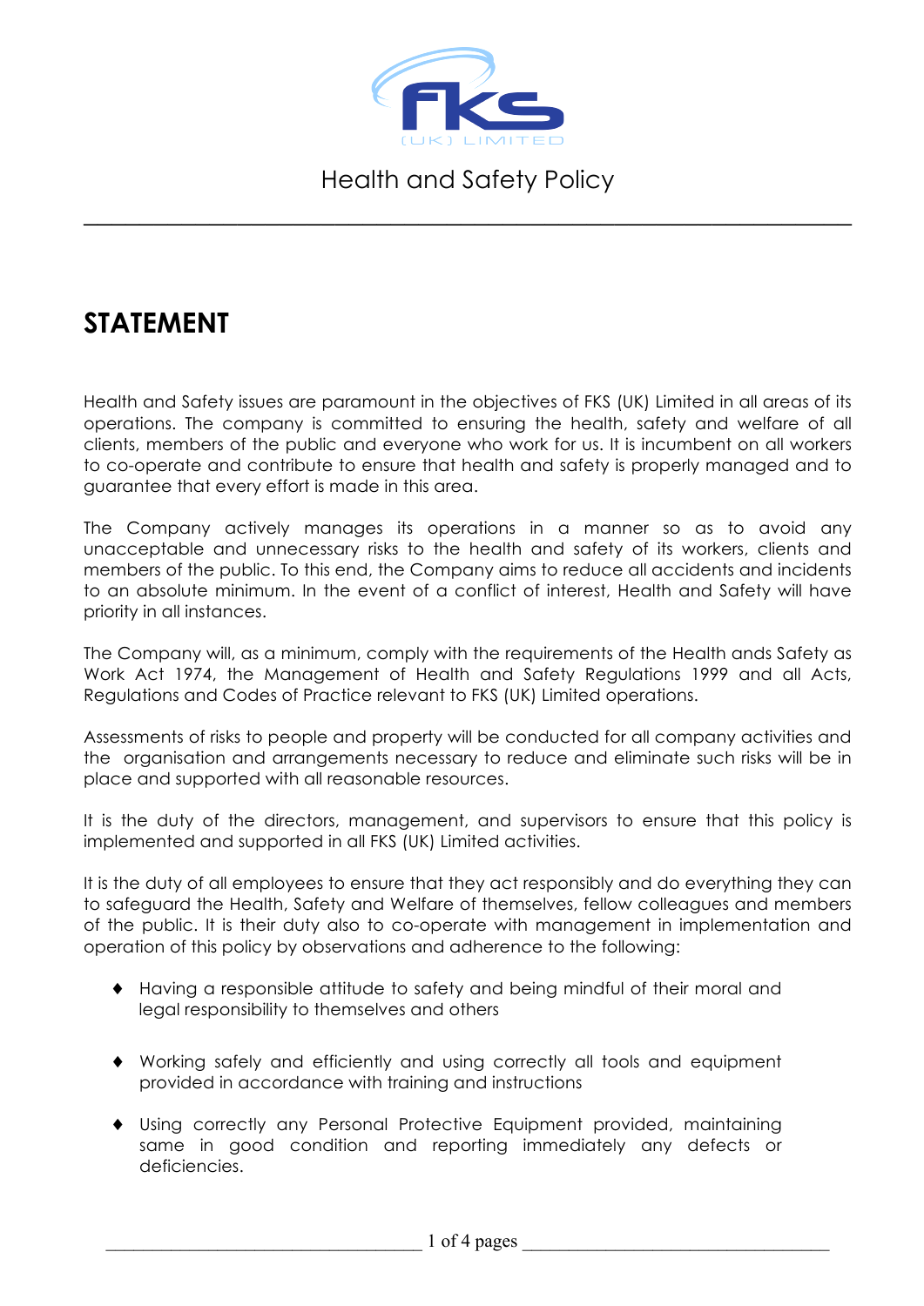Health and Safety Policy

# STATEMENT

Health and Safety issues are paramount in the objectives of FKS (UK) Limited in all areas of its operations. The company is committed to ensuring the health, safety and welfare of all clients, members of the public and everyone who work for us. It is incumbent on all workers to co-operate and contribute to ensure that health and safety is properly managed and to guarantee that every effort is made in this area.

The Company actively manages its operations in a manner so as to avoid any unacceptable and unnecessary risks to the health and safety of its workers, clients and members of the public. To this end, the Company aims to reduce all accidents and incidents to an absolute minimum. In the event of a conflict of interest, Health and Safety will have priority in all instances.

The Company will, as a minimum, comply with the requirements of the Health ands Safety as Work Act 1974, the Management of Health and Safety Regulations 1999 and all Acts, Regulations and Codes of Practice relevant to FKS (UK) Limited operations.

Assessments of risks to people and property will be conducted for all company activities and the organisation and arrangements necessary to reduce and eliminate such risks will be in place and supported with all reasonable resources.

It is the duty of the directors, management, and supervisors to ensure that this policy is implemented and supported in all FKS (UK) Limited activities.

It is the duty of all employees to ensure that they act responsibly and do everything they can to safeguard the Health, Safety and Welfare of themselves, fellow colleagues and members of the public. It is their duty also to co-operate with management in implementation and operation of this policy by observations and adherence to the following:

- Having a responsible attitude to safety and being mindful of their moral and legal responsibility to themselves and others
- Working safely and efficiently and using correctly all tools and equipment provided in accordance with training and instructions
- Using correctly any Personal Protective Equipment provided, maintaining same in good condition and reporting immediately any defects or deficiencies.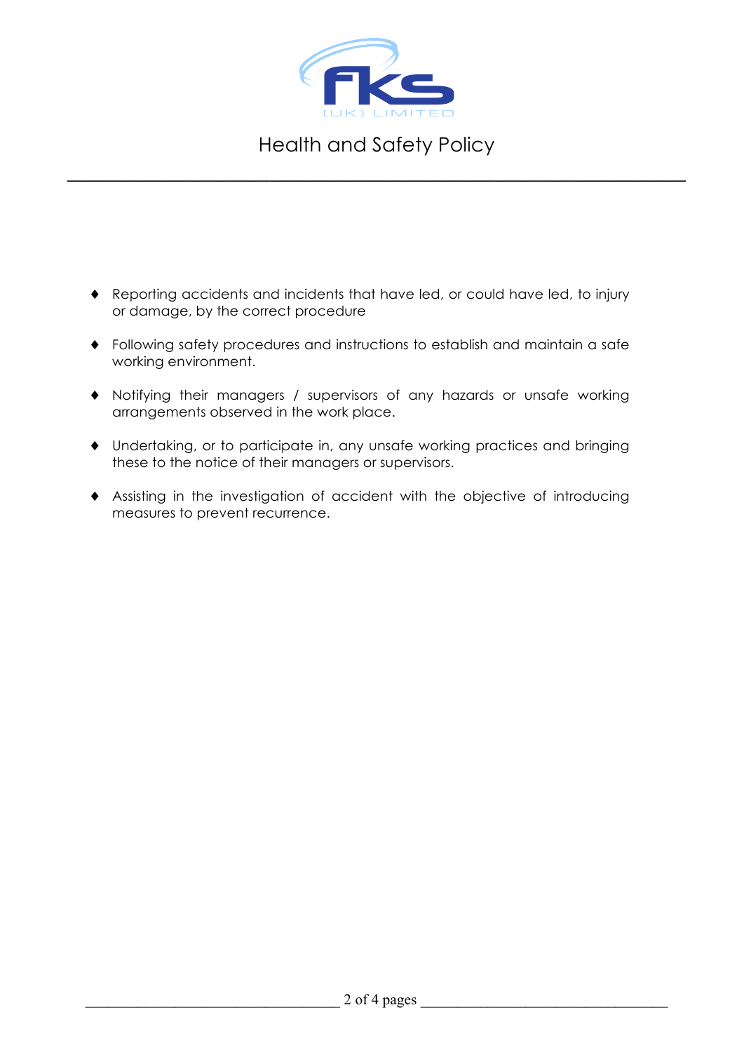- Reporting accidents and incidents that have led, or could have led, to injury or damage, by the correct procedure

- Following safety procedures and instructions to establish and maintain a safe working environment.

- Notifying their managers / supervisors of any hazards or unsafe working arrangements observed in the work place.

- Undertaking, or to participate in, any unsafe working practices and bringing these to the notice of their managers or supervisors.

- Assisting in the investigation of accident with the objective of introducing measures to prevent recurrence.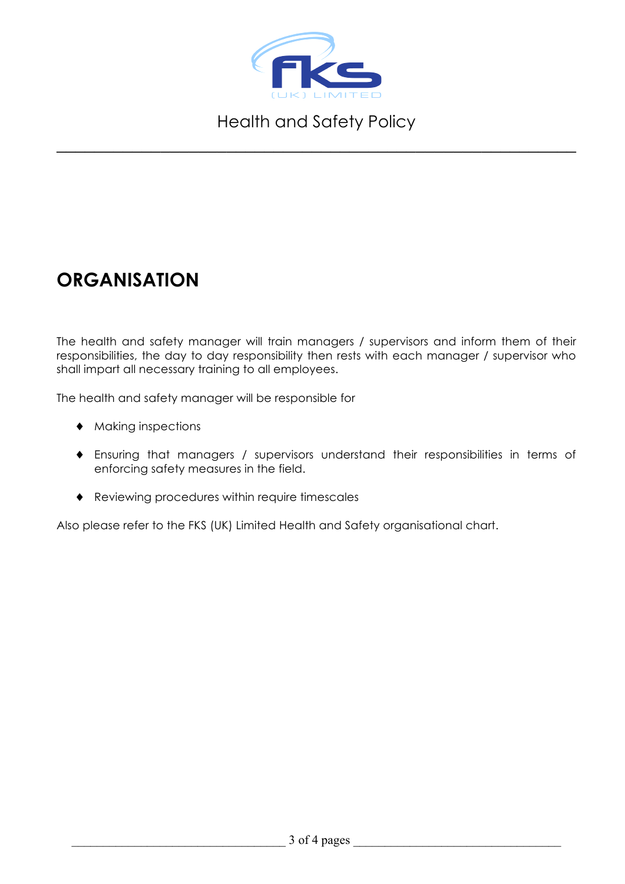# ORGANISATION

The health and safety manager will train managers / supervisors and inform them of their responsibilities, the day to day responsibility then rests with each manager / supervisor who shall impart all necessary training to all employees.

The health and safety manager will be responsible for

- Making inspections
- Ensuring that managers / supervisors understand their responsibilities in terms of enforcing safety measures in the field.
- Reviewing procedures within require timescales

Also please refer to the FKS (UK) Limited Health and Safety organisational chart.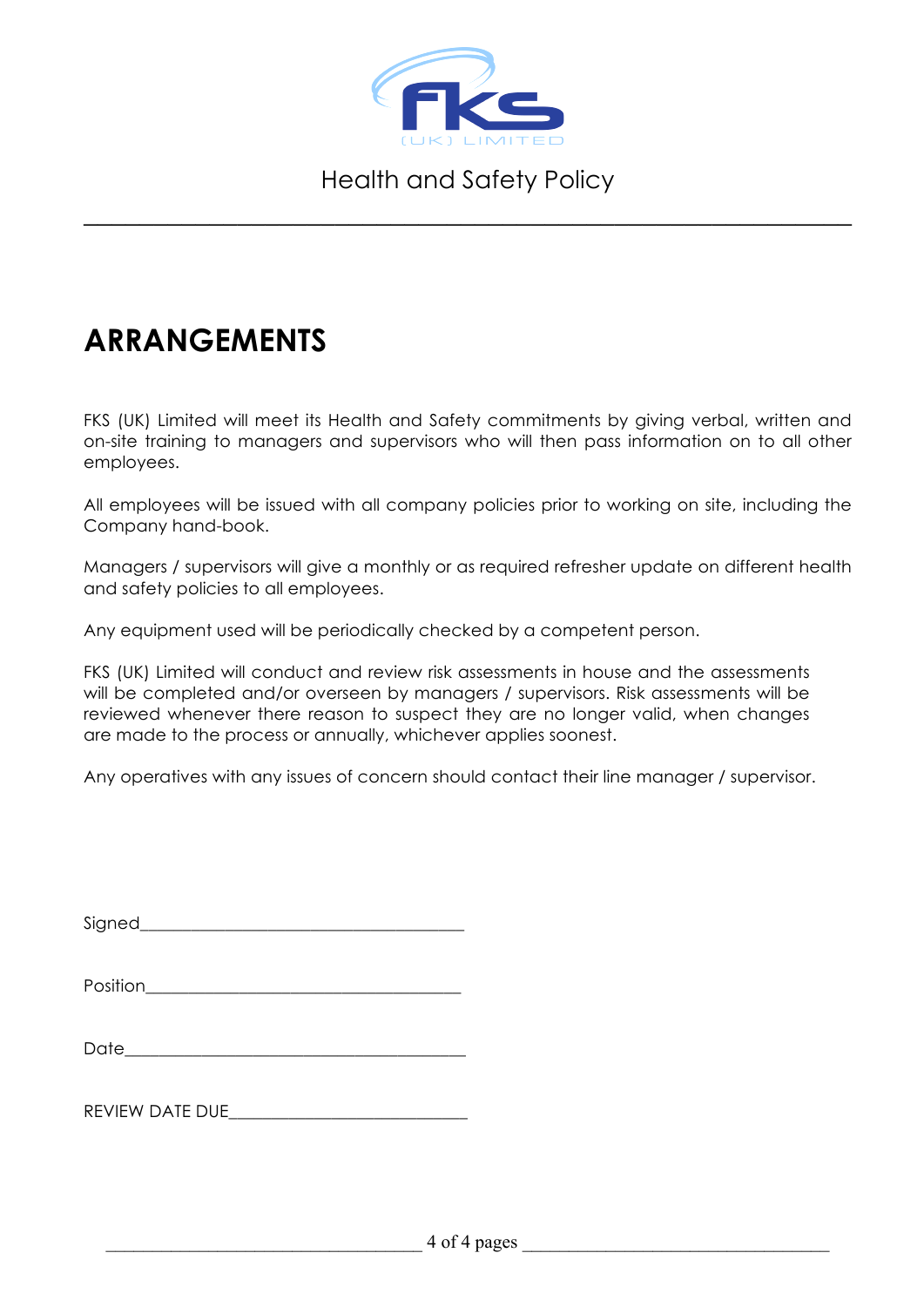# ARRANGEMENTS

FKS (UK) Limited will meet its Health and Safety commitments by giving verbal, written and on-site training to managers and supervisors who will then pass information on to all other employees.

All employees will be issued with all company policies prior to working on site, including the Company hand-book.

Managers / supervisors will give a monthly or as required refresher update on different health and safety policies to all employees.

Any equipment used will be periodically checked by a competent person.

FKS (UK) Limited will conduct and review risk assessments in house and the assessments will be completed and/or overseen by managers / supervisors. Risk assessments will be reviewed whenever there reason to suspect they are no longer valid, when changes are made to the process or annually, whichever applies soonest.

Any operatives with any issues of concern should contact their line manager / supervisor.

Signed______________________________________

Position_____________________________________

Date________________________________________

REVIEW DATE DUE____________________________